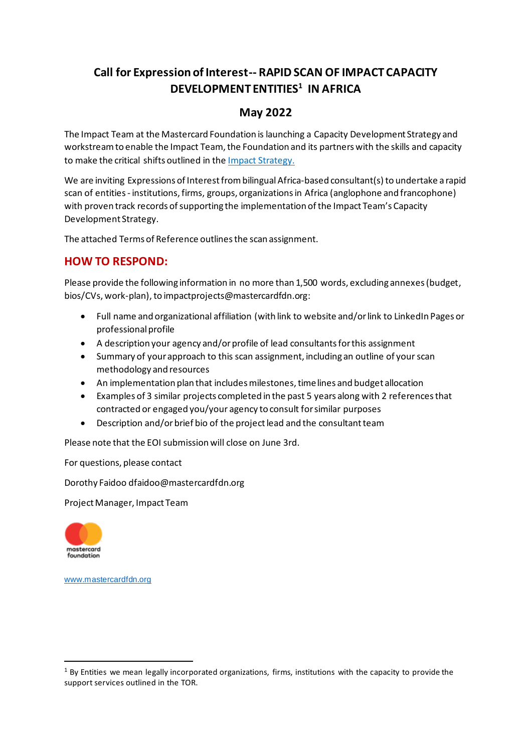# Call for Expression of Interest-- RAPID SCAN OF IMPACT CAPACITY DEVELOPMENT ENTITIES[1] IN AFRICA

## May 2022

The Impact Team at the Mastercard Foundation is launching a Capacity Development Strategy and workstream to enable the Impact Team, the Foundation and its partners with the skills and capacity to make the critical shifts outlined in the [Impact Strategy.](#)

We are inviting Expressions of Interest from bilingual Africa-based consultant(s) to undertake a rapid scan of entities - institutions, firms, groups, organizations in Africa (anglophone and francophone) with proven track records of supporting the implementation of the Impact Team's Capacity Development Strategy.

The attached Terms of Reference outlines the scan assignment.

## HOW TO RESPOND:

Please provide the following information in no more than 1,500 words, excluding annexes (budget, bios/CVs, work-plan), to impactprojects@mastercardfdn.org:

- Full name and organizational affiliation (with link to website and/or link to LinkedIn Pages or professional profile
- A description your agency and/or profile of lead consultants for this assignment
- Summary of your approach to this scan assignment, including an outline of your scan methodology and resources
- An implementation plan that includes milestones, timelines and budget allocation
- Examples of 3 similar projects completed in the past 5 years along with 2 references that contracted or engaged you/your agency to consult for similar purposes
- Description and/or brief bio of the project lead and the consultant team

Please note that the EOI submission will close on June 3rd.

For questions, please contact

Dorothy Faidoo dfaidoo@mastercardfdn.org

Project Manager, Impact Team

mastercard foundation

[www.mastercardfdn.org](http://www.mastercardfdn.org)

---

[1] By Entities we mean legally incorporated organizations, firms, institutions with the capacity to provide the support services outlined in the TOR.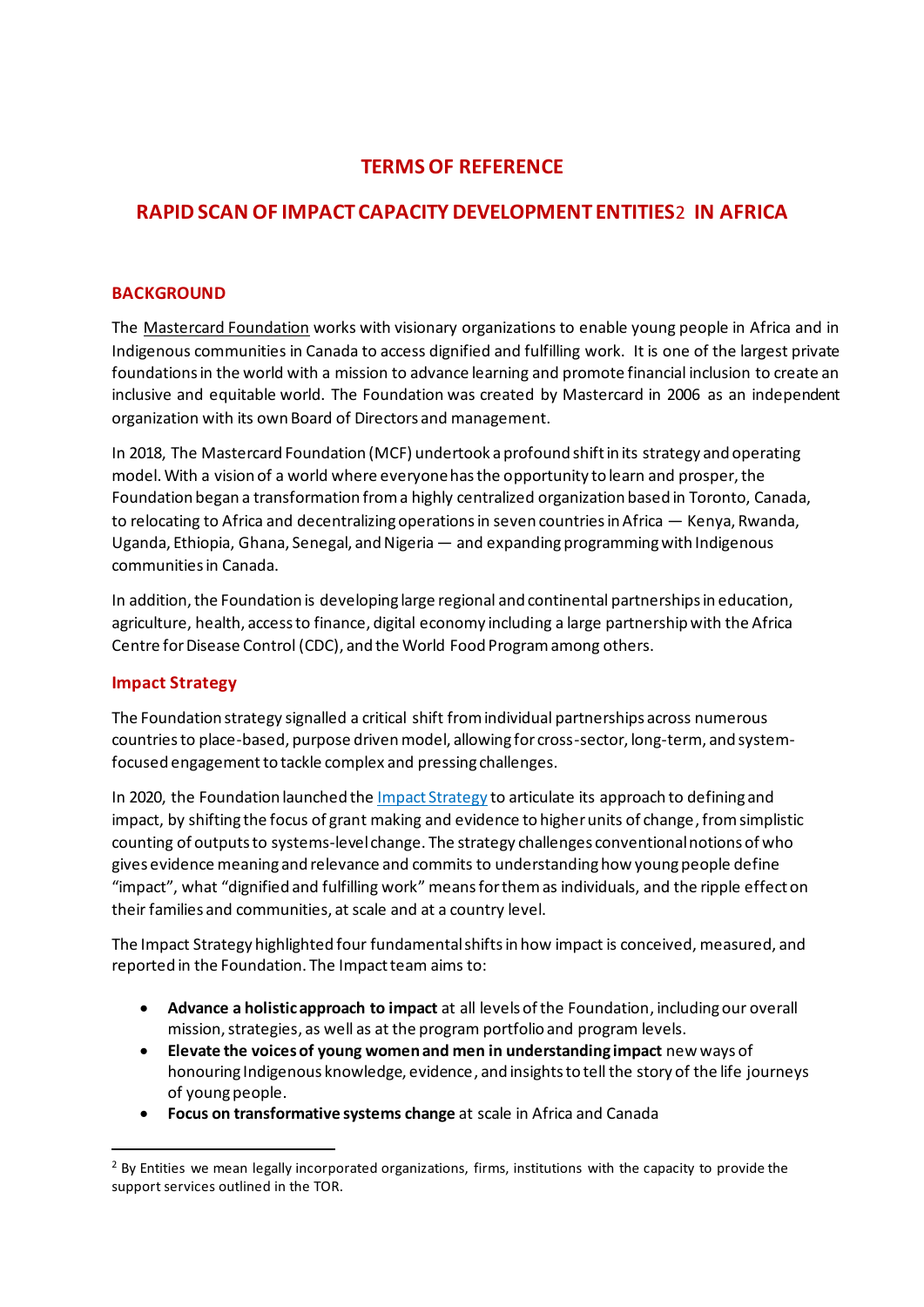# TERMS OF REFERENCE

## RAPID SCAN OF IMPACT CAPACITY DEVELOPMENT ENTITIES[2] IN AFRICA

### BACKGROUND

The Mastercard Foundation works with visionary organizations to enable young people in Africa and in Indigenous communities in Canada to access dignified and fulfilling work. It is one of the largest private foundations in the world with a mission to advance learning and promote financial inclusion to create an inclusive and equitable world. The Foundation was created by Mastercard in 2006 as an independent organization with its own Board of Directors and management.

In 2018, The Mastercard Foundation (MCF) undertook a profound shift in its strategy and operating model. With a vision of a world where everyone has the opportunity to learn and prosper, the Foundation began a transformation from a highly centralized organization based in Toronto, Canada, to relocating to Africa and decentralizing operations in seven countries in Africa — Kenya, Rwanda, Uganda, Ethiopia, Ghana, Senegal, and Nigeria — and expanding programming with Indigenous communities in Canada.

In addition, the Foundation is developing large regional and continental partnerships in education, agriculture, health, access to finance, digital economy including a large partnership with the Africa Centre for Disease Control (CDC), and the World Food Program among others.

### Impact Strategy

The Foundation strategy signalled a critical shift from individual partnerships across numerous countries to place-based, purpose driven model, allowing for cross-sector, long-term, and system-focused engagement to tackle complex and pressing challenges.

In 2020, the Foundation launched the Impact Strategy to articulate its approach to defining and impact, by shifting the focus of grant making and evidence to higher units of change, from simplistic counting of outputs to systems-level change. The strategy challenges conventional notions of who gives evidence meaning and relevance and commits to understanding how young people define "impact", what "dignified and fulfilling work" means for them as individuals, and the ripple effect on their families and communities, at scale and at a country level.

The Impact Strategy highlighted four fundamental shifts in how impact is conceived, measured, and reported in the Foundation. The Impact team aims to:

- **Advance a holistic approach to impact** at all levels of the Foundation, including our overall mission, strategies, as well as at the program portfolio and program levels.
- **Elevate the voices of young women and men in understanding impact** new ways of honouring Indigenous knowledge, evidence, and insights to tell the story of the life journeys of young people.
- **Focus on transformative systems change** at scale in Africa and Canada

---

[2] By Entities we mean legally incorporated organizations, firms, institutions with the capacity to provide the support services outlined in the TOR.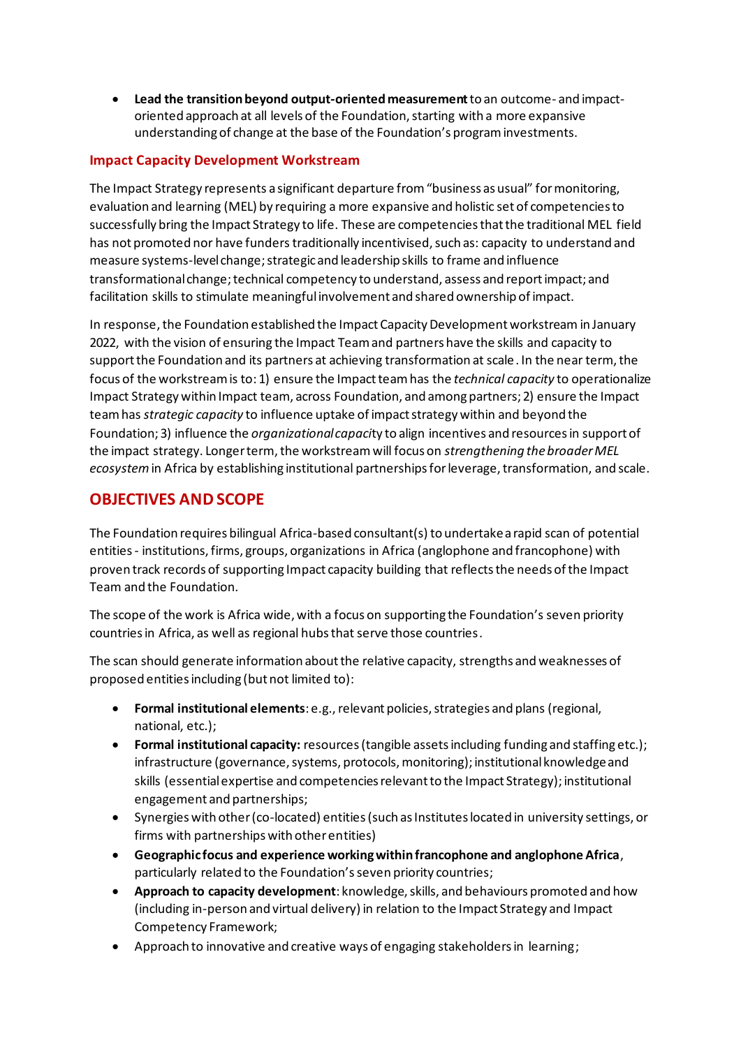- **Lead the transition beyond output-oriented measurement** to an outcome- and impact-oriented approach at all levels of the Foundation, starting with a more expansive understanding of change at the base of the Foundation's program investments.

### Impact Capacity Development Workstream

The Impact Strategy represents a significant departure from "business as usual" for monitoring, evaluation and learning (MEL) by requiring a more expansive and holistic set of competencies to successfully bring the Impact Strategy to life. These are competencies that the traditional MEL field has not promoted nor have funders traditionally incentivised, such as: capacity to understand and measure systems-level change; strategic and leadership skills to frame and influence transformational change; technical competency to understand, assess and report impact; and facilitation skills to stimulate meaningful involvement and shared ownership of impact.

In response, the Foundation established the Impact Capacity Development workstream in January 2022, with the vision of ensuring the Impact Team and partners have the skills and capacity to support the Foundation and its partners at achieving transformation at scale. In the near term, the focus of the workstream is to: 1) ensure the Impact team has the *technical capacity* to operationalize Impact Strategy within Impact team, across Foundation, and among partners; 2) ensure the Impact team has *strategic capacity* to influence uptake of impact strategy within and beyond the Foundation; 3) influence the *organizational capaci*ty to align incentives and resources in support of the impact strategy. Longer term, the workstream will focus on *strengthening the broader MEL ecosystem* in Africa by establishing institutional partnerships for leverage, transformation, and scale.

## OBJECTIVES AND SCOPE

The Foundation requires bilingual Africa-based consultant(s) to undertake a rapid scan of potential entities - institutions, firms, groups, organizations in Africa (anglophone and francophone) with proven track records of supporting Impact capacity building that reflects the needs of the Impact Team and the Foundation.

The scope of the work is Africa wide, with a focus on supporting the Foundation's seven priority countries in Africa, as well as regional hubs that serve those countries.

The scan should generate information about the relative capacity, strengths and weaknesses of proposed entities including (but not limited to):

- **Formal institutional elements**: e.g., relevant policies, strategies and plans (regional, national, etc.);
- **Formal institutional capacity:** resources (tangible assets including funding and staffing etc.); infrastructure (governance, systems, protocols, monitoring); institutional knowledge and skills (essential expertise and competencies relevant to the Impact Strategy); institutional engagement and partnerships;
- Synergies with other (co-located) entities (such as Institutes located in university settings, or firms with partnerships with other entities)
- **Geographic focus and experience working within francophone and anglophone Africa**, particularly related to the Foundation's seven priority countries;
- **Approach to capacity development**: knowledge, skills, and behaviours promoted and how (including in-person and virtual delivery) in relation to the Impact Strategy and Impact Competency Framework;
- Approach to innovative and creative ways of engaging stakeholders in learning;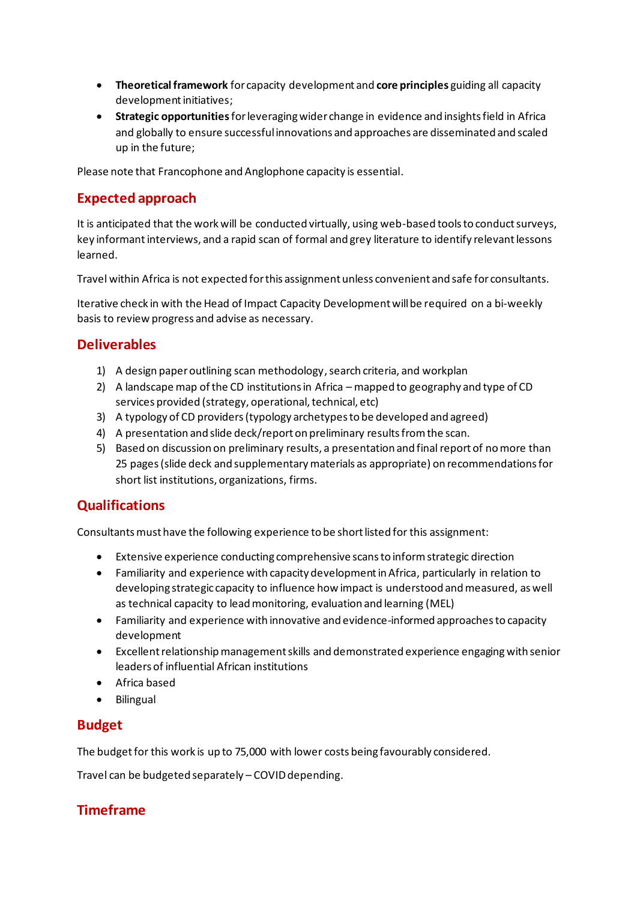- **Theoretical framework** for capacity development and **core principles** guiding all capacity development initiatives;
- **Strategic opportunities** for leveraging wider change in evidence and insights field in Africa and globally to ensure successful innovations and approaches are disseminated and scaled up in the future;

Please note that Francophone and Anglophone capacity is essential.

## Expected approach

It is anticipated that the work will be conducted virtually, using web-based tools to conduct surveys, key informant interviews, and a rapid scan of formal and grey literature to identify relevant lessons learned.

Travel within Africa is not expected for this assignment unless convenient and safe for consultants.

Iterative check in with the Head of Impact Capacity Development will be required on a bi-weekly basis to review progress and advise as necessary.

## Deliverables

1) A design paper outlining scan methodology, search criteria, and workplan
2) A landscape map of the CD institutions in Africa – mapped to geography and type of CD services provided (strategy, operational, technical, etc)
3) A typology of CD providers (typology archetypes to be developed and agreed)
4) A presentation and slide deck/report on preliminary results from the scan.
5) Based on discussion on preliminary results, a presentation and final report of no more than 25 pages (slide deck and supplementary materials as appropriate) on recommendations for short list institutions, organizations, firms.

## Qualifications

Consultants must have the following experience to be short listed for this assignment:

- Extensive experience conducting comprehensive scans to inform strategic direction
- Familiarity and experience with capacity development in Africa, particularly in relation to developing strategic capacity to influence how impact is understood and measured, as well as technical capacity to lead monitoring, evaluation and learning (MEL)
- Familiarity and experience with innovative and evidence-informed approaches to capacity development
- Excellent relationship management skills and demonstrated experience engaging with senior leaders of influential African institutions
- Africa based
- Bilingual

## Budget

The budget for this work is up to 75,000 with lower costs being favourably considered.

Travel can be budgeted separately – COVID depending.

## Timeframe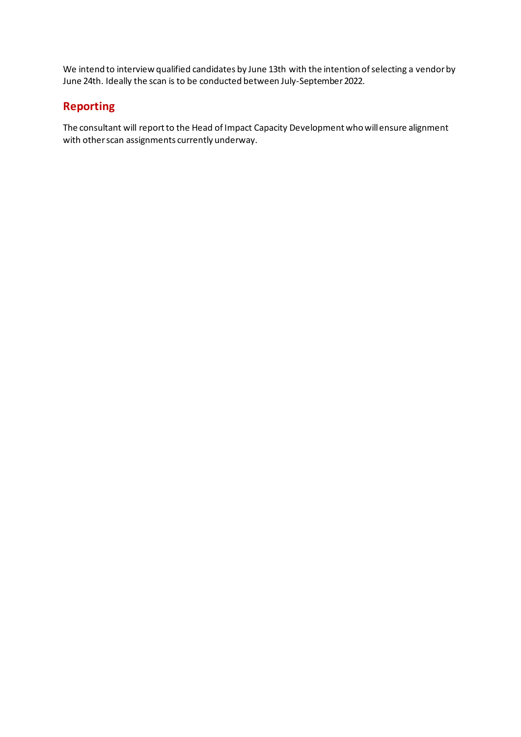We intend to interview qualified candidates by June 13th with the intention of selecting a vendor by June 24th. Ideally the scan is to be conducted between July-September 2022.

## Reporting

The consultant will report to the Head of Impact Capacity Development who will ensure alignment with other scan assignments currently underway.